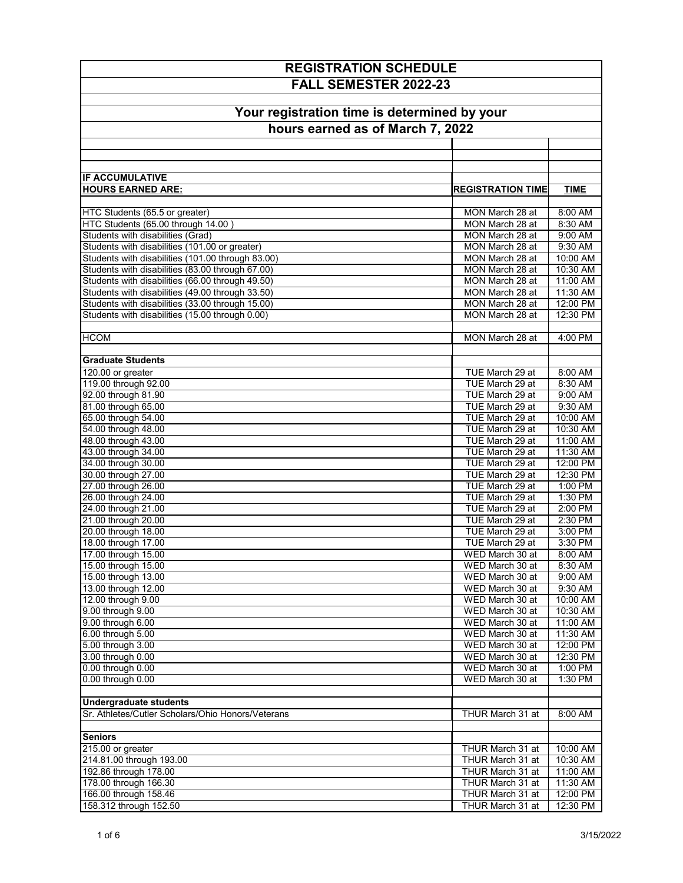# REGISTRATION SCHEDULE

## FALL SEMESTER 2022-23

### Your registration time is determined by your hours earned as of March 7, 2022

| IF ACCUMULATIVE HOURS EARNED ARE: | REGISTRATION TIME | TIME |
|---|---|---|
| HTC Students (65.5 or greater) | MON March 28 at | 8:00 AM |
| HTC Students (65.00 through 14.00 ) | MON March 28 at | 8:30 AM |
| Students with disabilities (Grad) | MON March 28 at | 9:00 AM |
| Students with disabilities (101.00 or greater) | MON March 28 at | 9:30 AM |
| Students with disabilities (101.00 through 83.00) | MON March 28 at | 10:00 AM |
| Students with disabilities (83.00 through 67.00) | MON March 28 at | 10:30 AM |
| Students with disabilities (66.00 through 49.50) | MON March 28 at | 11:00 AM |
| Students with disabilities (49.00 through 33.50) | MON March 28 at | 11:30 AM |
| Students with disabilities (33.00 through 15.00) | MON March 28 at | 12:00 PM |
| Students with disabilities (15.00 through 0.00) | MON March 28 at | 12:30 PM |
| | | |
| HCOM | MON March 28 at | 4:00 PM |
| | | |
| **Graduate Students** | | |
| 120.00 or greater | TUE March 29 at | 8:00 AM |
| 119.00 through 92.00 | TUE March 29 at | 8:30 AM |
| 92.00 through 81.90 | TUE March 29 at | 9:00 AM |
| 81.00 through 65.00 | TUE March 29 at | 9:30 AM |
| 65.00 through 54.00 | TUE March 29 at | 10:00 AM |
| 54.00 through 48.00 | TUE March 29 at | 10:30 AM |
| 48.00 through 43.00 | TUE March 29 at | 11:00 AM |
| 43.00 through 34.00 | TUE March 29 at | 11:30 AM |
| 34.00 through 30.00 | TUE March 29 at | 12:00 PM |
| 30.00 through 27.00 | TUE March 29 at | 12:30 PM |
| 27.00 through 26.00 | TUE March 29 at | 1:00 PM |
| 26.00 through 24.00 | TUE March 29 at | 1:30 PM |
| 24.00 through 21.00 | TUE March 29 at | 2:00 PM |
| 21.00 through 20.00 | TUE March 29 at | 2:30 PM |
| 20.00 through 18.00 | TUE March 29 at | 3:00 PM |
| 18.00 through 17.00 | TUE March 29 at | 3:30 PM |
| 17.00 through 15.00 | WED March 30 at | 8:00 AM |
| 15.00 through 15.00 | WED March 30 at | 8:30 AM |
| 15.00 through 13.00 | WED March 30 at | 9:00 AM |
| 13.00 through 12.00 | WED March 30 at | 9:30 AM |
| 12.00 through 9.00 | WED March 30 at | 10:00 AM |
| 9.00 through 9.00 | WED March 30 at | 10:30 AM |
| 9.00 through 6.00 | WED March 30 at | 11:00 AM |
| 6.00 through 5.00 | WED March 30 at | 11:30 AM |
| 5.00 through 3.00 | WED March 30 at | 12:00 PM |
| 3.00 through 0.00 | WED March 30 at | 12:30 PM |
| 0.00 through 0.00 | WED March 30 at | 1:00 PM |
| 0.00 through 0.00 | WED March 30 at | 1:30 PM |
| | | |
| **Undergraduate students** | | |
| Sr. Athletes/Cutler Scholars/Ohio Honors/Veterans | THUR March 31 at | 8:00 AM |
| | | |
| **Seniors** | | |
| 215.00 or greater | THUR March 31 at | 10:00 AM |
| 214.81.00 through 193.00 | THUR March 31 at | 10:30 AM |
| 192.86 through 178.00 | THUR March 31 at | 11:00 AM |
| 178.00 through 166.30 | THUR March 31 at | 11:30 AM |
| 166.00 through 158.46 | THUR March 31 at | 12:00 PM |
| 158.312 through 152.50 | THUR March 31 at | 12:30 PM |

3/15/2022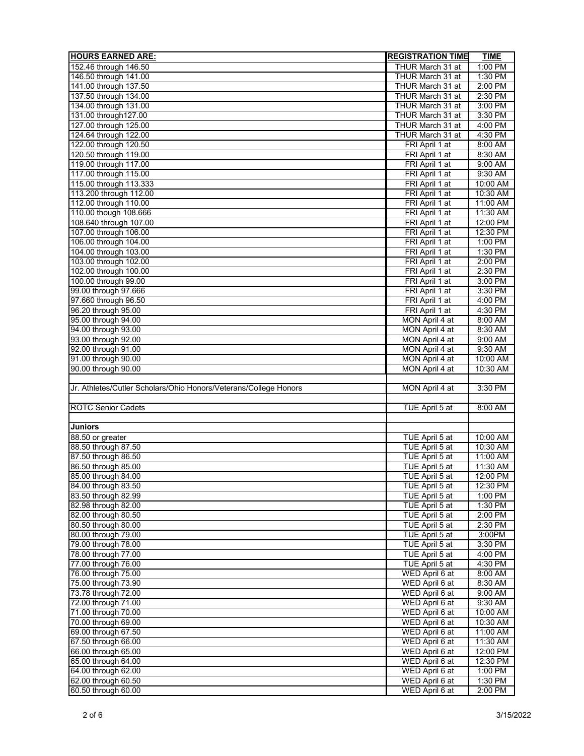| HOURS EARNED ARE: | REGISTRATION TIME | TIME |
|---|---|---|
| 152.46 through 146.50 | THUR March 31 at | 1:00 PM |
| 146.50 through 141.00 | THUR March 31 at | 1:30 PM |
| 141.00 through 137.50 | THUR March 31 at | 2:00 PM |
| 137.50 through 134.00 | THUR March 31 at | 2:30 PM |
| 134.00 through 131.00 | THUR March 31 at | 3:00 PM |
| 131.00 through127.00 | THUR March 31 at | 3:30 PM |
| 127.00 through 125.00 | THUR March 31 at | 4:00 PM |
| 124.64 through 122.00 | THUR March 31 at | 4:30 PM |
| 122.00 through 120.50 | FRI April 1 at | 8:00 AM |
| 120.50 through 119.00 | FRI April 1 at | 8:30 AM |
| 119.00 through 117.00 | FRI April 1 at | 9:00 AM |
| 117.00 through 115.00 | FRI April 1 at | 9:30 AM |
| 115.00 through 113.333 | FRI April 1 at | 10:00 AM |
| 113.200 through 112.00 | FRI April 1 at | 10:30 AM |
| 112.00 through 110.00 | FRI April 1 at | 11:00 AM |
| 110.00 though 108.666 | FRI April 1 at | 11:30 AM |
| 108.640 through 107.00 | FRI April 1 at | 12:00 PM |
| 107.00 through 106.00 | FRI April 1 at | 12:30 PM |
| 106.00 through 104.00 | FRI April 1 at | 1:00 PM |
| 104.00 through 103.00 | FRI April 1 at | 1:30 PM |
| 103.00 through 102.00 | FRI April 1 at | 2:00 PM |
| 102.00 through 100.00 | FRI April 1 at | 2:30 PM |
| 100.00 through 99.00 | FRI April 1 at | 3:00 PM |
| 99.00 through 97.666 | FRI April 1 at | 3:30 PM |
| 97.660 through 96.50 | FRI April 1 at | 4:00 PM |
| 96.20 through 95.00 | FRI April 1 at | 4:30 PM |
| 95.00 through 94.00 | MON April 4 at | 8:00 AM |
| 94.00 through 93.00 | MON April 4 at | 8:30 AM |
| 93.00 through 92.00 | MON April 4 at | 9:00 AM |
| 92.00 through 91.00 | MON April 4 at | 9:30 AM |
| 91.00 through 90.00 | MON April 4 at | 10:00 AM |
| 90.00 through 90.00 | MON April 4 at | 10:30 AM |
| | | |
| Jr. Athletes/Cutler Scholars/Ohio Honors/Veterans/College Honors | MON April 4 at | 3:30 PM |
| | | |
| ROTC Senior Cadets | TUE April 5 at | 8:00 AM |
| | | |
| **Juniors** | | |
| 88.50 or greater | TUE April 5 at | 10:00 AM |
| 88.50 through 87.50 | TUE April 5 at | 10:30 AM |
| 87.50 through 86.50 | TUE April 5 at | 11:00 AM |
| 86.50 through 85.00 | TUE April 5 at | 11:30 AM |
| 85.00 through 84.00 | TUE April 5 at | 12:00 PM |
| 84.00 through 83.50 | TUE April 5 at | 12:30 PM |
| 83.50 through 82.99 | TUE April 5 at | 1:00 PM |
| 82.98 through 82.00 | TUE April 5 at | 1:30 PM |
| 82.00 through 80.50 | TUE April 5 at | 2:00 PM |
| 80.50 through 80.00 | TUE April 5 at | 2:30 PM |
| 80.00 through 79.00 | TUE April 5 at | 3:00PM |
| 79.00 through 78.00 | TUE April 5 at | 3:30 PM |
| 78.00 through 77.00 | TUE April 5 at | 4:00 PM |
| 77.00 through 76.00 | TUE April 5 at | 4:30 PM |
| 76.00 through 75.00 | WED April 6 at | 8:00 AM |
| 75.00 through 73.90 | WED April 6 at | 8:30 AM |
| 73.78 through 72.00 | WED April 6 at | 9:00 AM |
| 72.00 through 71.00 | WED April 6 at | 9:30 AM |
| 71.00 through 70.00 | WED April 6 at | 10:00 AM |
| 70.00 through 69.00 | WED April 6 at | 10:30 AM |
| 69.00 through 67.50 | WED April 6 at | 11:00 AM |
| 67.50 through 66.00 | WED April 6 at | 11:30 AM |
| 66.00 through 65.00 | WED April 6 at | 12:00 PM |
| 65.00 through 64.00 | WED April 6 at | 12:30 PM |
| 64.00 through 62.00 | WED April 6 at | 1:00 PM |
| 62.00 through 60.50 | WED April 6 at | 1:30 PM |
| 60.50 through 60.00 | WED April 6 at | 2:00 PM |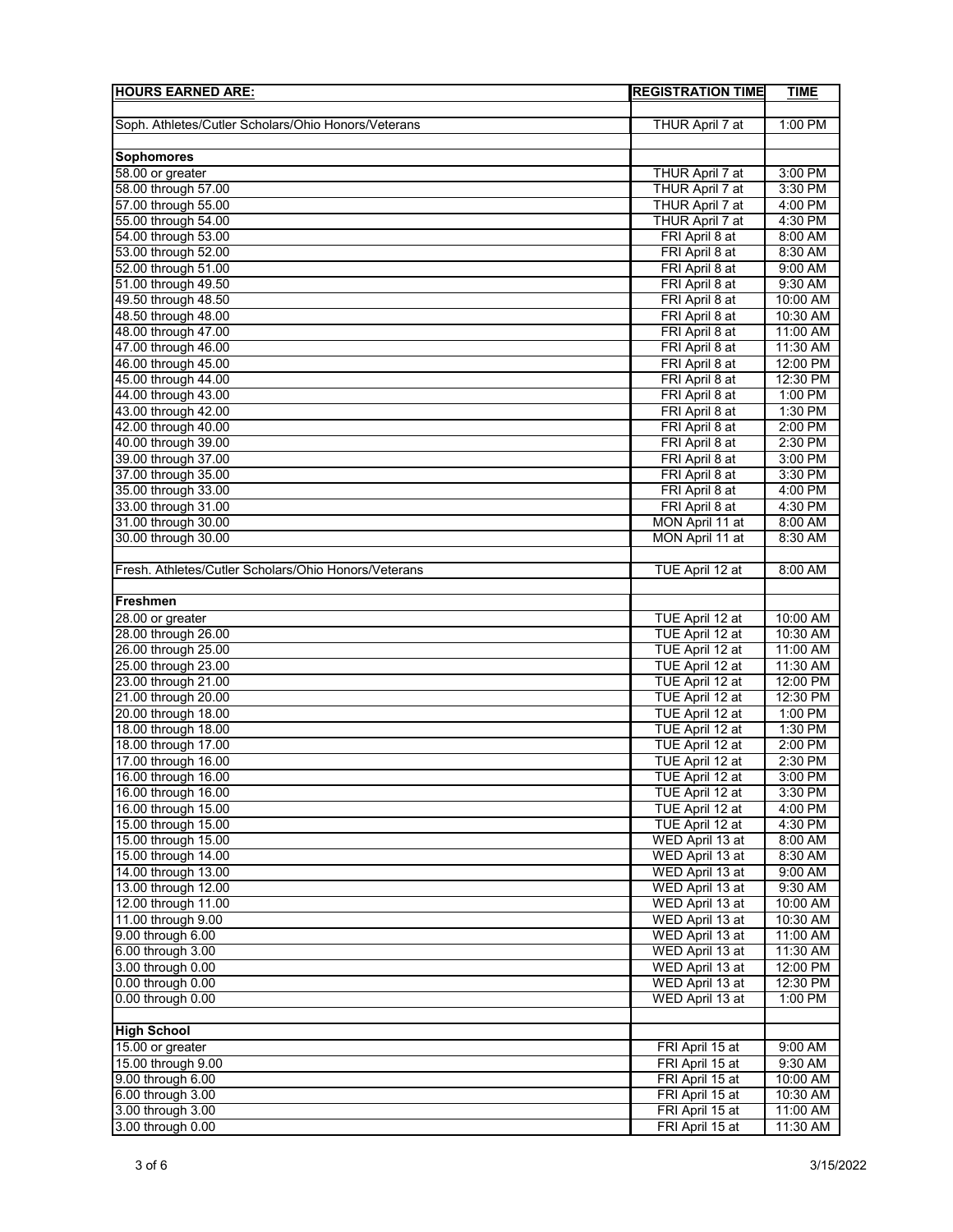| HOURS EARNED ARE: | REGISTRATION TIME | TIME |
|---|---|---|
| | | |
| Soph. Athletes/Cutler Scholars/Ohio Honors/Veterans | THUR April 7 at | 1:00 PM |
| | | |
| **Sophomores** | | |
| 58.00 or greater | THUR April 7 at | 3:00 PM |
| 58.00 through 57.00 | THUR April 7 at | 3:30 PM |
| 57.00 through 55.00 | THUR April 7 at | 4:00 PM |
| 55.00 through 54.00 | THUR April 7 at | 4:30 PM |
| 54.00 through 53.00 | FRI April 8 at | 8:00 AM |
| 53.00 through 52.00 | FRI April 8 at | 8:30 AM |
| 52.00 through 51.00 | FRI April 8 at | 9:00 AM |
| 51.00 through 49.50 | FRI April 8 at | 9:30 AM |
| 49.50 through 48.50 | FRI April 8 at | 10:00 AM |
| 48.50 through 48.00 | FRI April 8 at | 10:30 AM |
| 48.00 through 47.00 | FRI April 8 at | 11:00 AM |
| 47.00 through 46.00 | FRI April 8 at | 11:30 AM |
| 46.00 through 45.00 | FRI April 8 at | 12:00 PM |
| 45.00 through 44.00 | FRI April 8 at | 12:30 PM |
| 44.00 through 43.00 | FRI April 8 at | 1:00 PM |
| 43.00 through 42.00 | FRI April 8 at | 1:30 PM |
| 42.00 through 40.00 | FRI April 8 at | 2:00 PM |
| 40.00 through 39.00 | FRI April 8 at | 2:30 PM |
| 39.00 through 37.00 | FRI April 8 at | 3:00 PM |
| 37.00 through 35.00 | FRI April 8 at | 3:30 PM |
| 35.00 through 33.00 | FRI April 8 at | 4:00 PM |
| 33.00 through 31.00 | FRI April 8 at | 4:30 PM |
| 31.00 through 30.00 | MON April 11 at | 8:00 AM |
| 30.00 through 30.00 | MON April 11 at | 8:30 AM |
| | | |
| Fresh. Athletes/Cutler Scholars/Ohio Honors/Veterans | TUE April 12 at | 8:00 AM |
| | | |
| **Freshmen** | | |
| 28.00 or greater | TUE April 12 at | 10:00 AM |
| 28.00 through 26.00 | TUE April 12 at | 10:30 AM |
| 26.00 through 25.00 | TUE April 12 at | 11:00 AM |
| 25.00 through 23.00 | TUE April 12 at | 11:30 AM |
| 23.00 through 21.00 | TUE April 12 at | 12:00 PM |
| 21.00 through 20.00 | TUE April 12 at | 12:30 PM |
| 20.00 through 18.00 | TUE April 12 at | 1:00 PM |
| 18.00 through 18.00 | TUE April 12 at | 1:30 PM |
| 18.00 through 17.00 | TUE April 12 at | 2:00 PM |
| 17.00 through 16.00 | TUE April 12 at | 2:30 PM |
| 16.00 through 16.00 | TUE April 12 at | 3:00 PM |
| 16.00 through 16.00 | TUE April 12 at | 3:30 PM |
| 16.00 through 15.00 | TUE April 12 at | 4:00 PM |
| 15.00 through 15.00 | TUE April 12 at | 4:30 PM |
| 15.00 through 15.00 | WED April 13 at | 8:00 AM |
| 15.00 through 14.00 | WED April 13 at | 8:30 AM |
| 14.00 through 13.00 | WED April 13 at | 9:00 AM |
| 13.00 through 12.00 | WED April 13 at | 9:30 AM |
| 12.00 through 11.00 | WED April 13 at | 10:00 AM |
| 11.00 through 9.00 | WED April 13 at | 10:30 AM |
| 9.00 through 6.00 | WED April 13 at | 11:00 AM |
| 6.00 through 3.00 | WED April 13 at | 11:30 AM |
| 3.00 through 0.00 | WED April 13 at | 12:00 PM |
| 0.00 through 0.00 | WED April 13 at | 12:30 PM |
| 0.00 through 0.00 | WED April 13 at | 1:00 PM |
| | | |
| **High School** | | |
| 15.00 or greater | FRI April 15 at | 9:00 AM |
| 15.00 through 9.00 | FRI April 15 at | 9:30 AM |
| 9.00 through 6.00 | FRI April 15 at | 10:00 AM |
| 6.00 through 3.00 | FRI April 15 at | 10:30 AM |
| 3.00 through 3.00 | FRI April 15 at | 11:00 AM |
| 3.00 through 0.00 | FRI April 15 at | 11:30 AM |